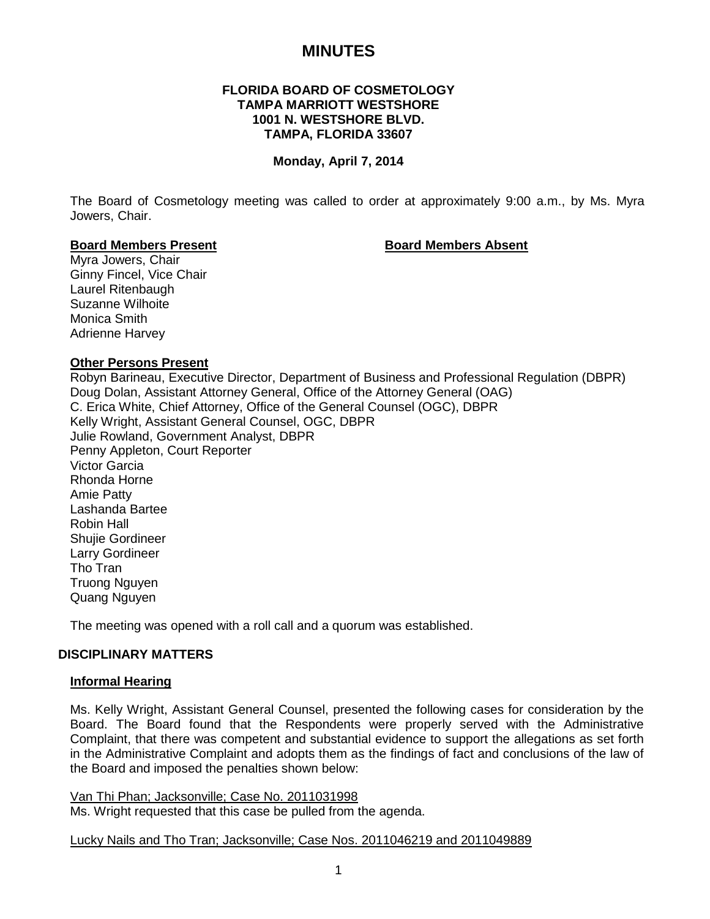# MINUTES

**FLORIDA BOARD OF COSMETOLOGY**
**TAMPA MARRIOTT WESTSHORE**
**1001 N. WESTSHORE BLVD.**
**TAMPA, FLORIDA 33607**

**Monday, April 7, 2014**

The Board of Cosmetology meeting was called to order at approximately 9:00 a.m., by Ms. Myra Jowers, Chair.

| **Board Members Present** | **Board Members Absent** |
|---|---|
| Myra Jowers, Chair | |
| Ginny Fincel, Vice Chair | |
| Laurel Ritenbaugh | |
| Suzanne Wilhoite | |
| Monica Smith | |
| Adrienne Harvey | |

**Other Persons Present**

Robyn Barineau, Executive Director, Department of Business and Professional Regulation (DBPR)
Doug Dolan, Assistant Attorney General, Office of the Attorney General (OAG)
C. Erica White, Chief Attorney, Office of the General Counsel (OGC), DBPR
Kelly Wright, Assistant General Counsel, OGC, DBPR
Julie Rowland, Government Analyst, DBPR
Penny Appleton, Court Reporter
Victor Garcia
Rhonda Horne
Amie Patty
Lashanda Bartee
Robin Hall
Shujie Gordineer
Larry Gordineer
Tho Tran
Truong Nguyen
Quang Nguyen

The meeting was opened with a roll call and a quorum was established.

## DISCIPLINARY MATTERS

**Informal Hearing**

Ms. Kelly Wright, Assistant General Counsel, presented the following cases for consideration by the Board. The Board found that the Respondents were properly served with the Administrative Complaint, that there was competent and substantial evidence to support the allegations as set forth in the Administrative Complaint and adopts them as the findings of fact and conclusions of the law of the Board and imposed the penalties shown below:

Van Thi Phan; Jacksonville; Case No. 2011031998
Ms. Wright requested that this case be pulled from the agenda.

Lucky Nails and Tho Tran; Jacksonville; Case Nos. 2011046219 and 2011049889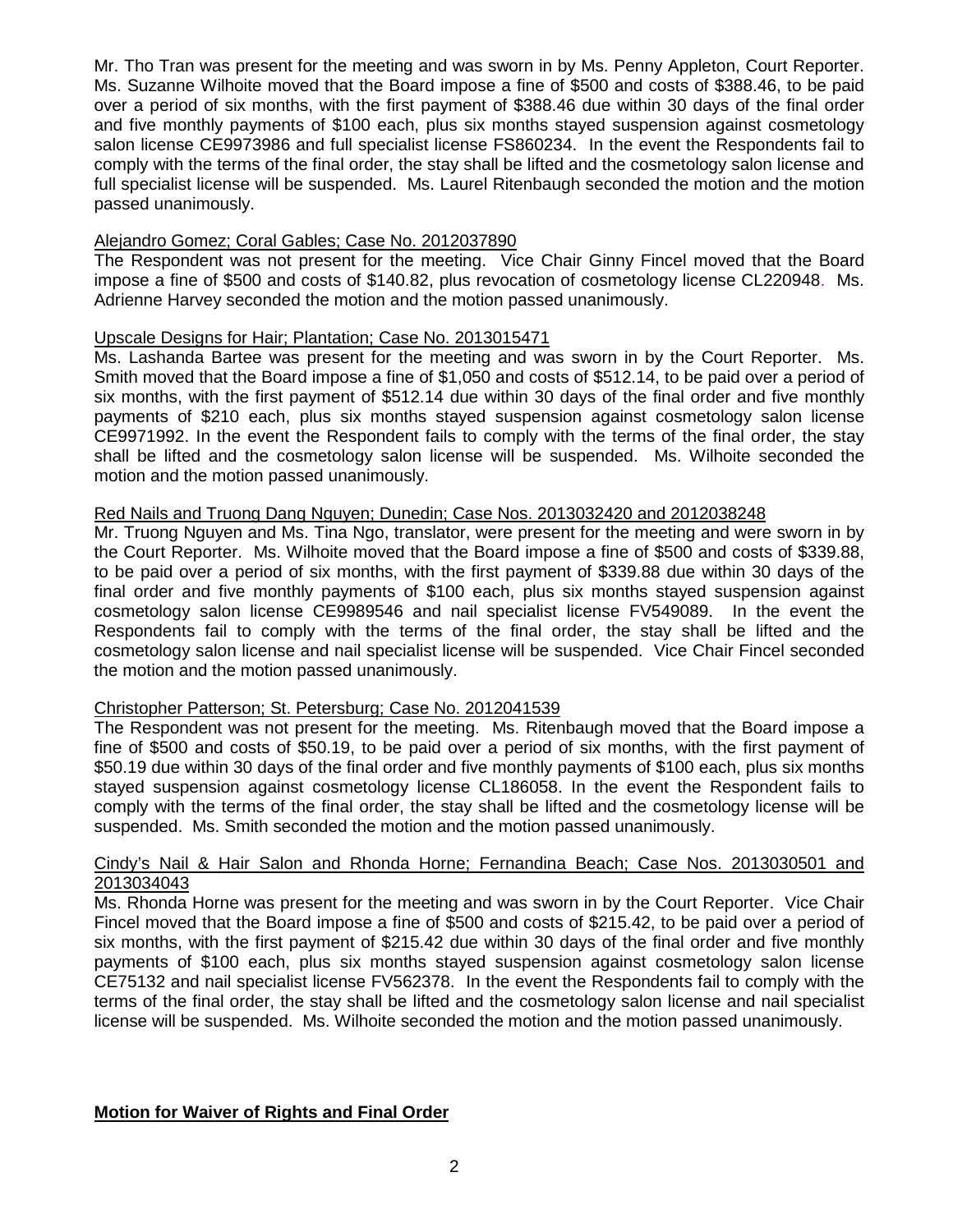Mr. Tho Tran was present for the meeting and was sworn in by Ms. Penny Appleton, Court Reporter. Ms. Suzanne Wilhoite moved that the Board impose a fine of $500 and costs of $388.46, to be paid over a period of six months, with the first payment of $388.46 due within 30 days of the final order and five monthly payments of $100 each, plus six months stayed suspension against cosmetology salon license CE9973986 and full specialist license FS860234. In the event the Respondents fail to comply with the terms of the final order, the stay shall be lifted and the cosmetology salon license and full specialist license will be suspended. Ms. Laurel Ritenbaugh seconded the motion and the motion passed unanimously.

Alejandro Gomez; Coral Gables; Case No. 2012037890

The Respondent was not present for the meeting. Vice Chair Ginny Fincel moved that the Board impose a fine of $500 and costs of $140.82, plus revocation of cosmetology license CL220948. Ms. Adrienne Harvey seconded the motion and the motion passed unanimously.

Upscale Designs for Hair; Plantation; Case No. 2013015471

Ms. Lashanda Bartee was present for the meeting and was sworn in by the Court Reporter. Ms. Smith moved that the Board impose a fine of $1,050 and costs of $512.14, to be paid over a period of six months, with the first payment of $512.14 due within 30 days of the final order and five monthly payments of $210 each, plus six months stayed suspension against cosmetology salon license CE9971992. In the event the Respondent fails to comply with the terms of the final order, the stay shall be lifted and the cosmetology salon license will be suspended. Ms. Wilhoite seconded the motion and the motion passed unanimously.

Red Nails and Truong Dang Nguyen; Dunedin; Case Nos. 2013032420 and 2012038248

Mr. Truong Nguyen and Ms. Tina Ngo, translator, were present for the meeting and were sworn in by the Court Reporter. Ms. Wilhoite moved that the Board impose a fine of $500 and costs of $339.88, to be paid over a period of six months, with the first payment of $339.88 due within 30 days of the final order and five monthly payments of $100 each, plus six months stayed suspension against cosmetology salon license CE9989546 and nail specialist license FV549089. In the event the Respondents fail to comply with the terms of the final order, the stay shall be lifted and the cosmetology salon license and nail specialist license will be suspended. Vice Chair Fincel seconded the motion and the motion passed unanimously.

Christopher Patterson; St. Petersburg; Case No. 2012041539

The Respondent was not present for the meeting. Ms. Ritenbaugh moved that the Board impose a fine of $500 and costs of $50.19, to be paid over a period of six months, with the first payment of $50.19 due within 30 days of the final order and five monthly payments of $100 each, plus six months stayed suspension against cosmetology license CL186058. In the event the Respondent fails to comply with the terms of the final order, the stay shall be lifted and the cosmetology license will be suspended. Ms. Smith seconded the motion and the motion passed unanimously.

Cindy's Nail & Hair Salon and Rhonda Horne; Fernandina Beach; Case Nos. 2013030501 and 2013034043

Ms. Rhonda Horne was present for the meeting and was sworn in by the Court Reporter. Vice Chair Fincel moved that the Board impose a fine of $500 and costs of $215.42, to be paid over a period of six months, with the first payment of $215.42 due within 30 days of the final order and five monthly payments of $100 each, plus six months stayed suspension against cosmetology salon license CE75132 and nail specialist license FV562378. In the event the Respondents fail to comply with the terms of the final order, the stay shall be lifted and the cosmetology salon license and nail specialist license will be suspended. Ms. Wilhoite seconded the motion and the motion passed unanimously.

**Motion for Waiver of Rights and Final Order**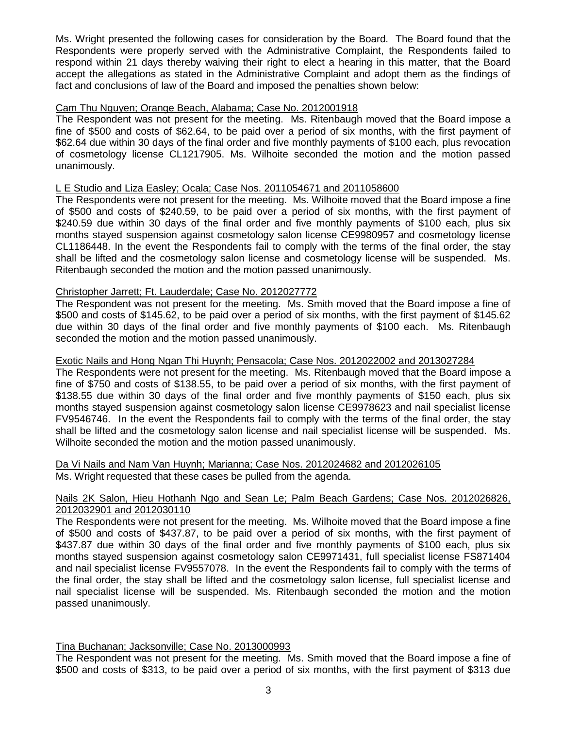Ms. Wright presented the following cases for consideration by the Board. The Board found that the Respondents were properly served with the Administrative Complaint, the Respondents failed to respond within 21 days thereby waiving their right to elect a hearing in this matter, that the Board accept the allegations as stated in the Administrative Complaint and adopt them as the findings of fact and conclusions of law of the Board and imposed the penalties shown below:

Cam Thu Nguyen; Orange Beach, Alabama; Case No. 2012001918

The Respondent was not present for the meeting. Ms. Ritenbaugh moved that the Board impose a fine of $500 and costs of $62.64, to be paid over a period of six months, with the first payment of $62.64 due within 30 days of the final order and five monthly payments of $100 each, plus revocation of cosmetology license CL1217905. Ms. Wilhoite seconded the motion and the motion passed unanimously.

L E Studio and Liza Easley; Ocala; Case Nos. 2011054671 and 2011058600

The Respondents were not present for the meeting. Ms. Wilhoite moved that the Board impose a fine of $500 and costs of $240.59, to be paid over a period of six months, with the first payment of $240.59 due within 30 days of the final order and five monthly payments of $100 each, plus six months stayed suspension against cosmetology salon license CE9980957 and cosmetology license CL1186448. In the event the Respondents fail to comply with the terms of the final order, the stay shall be lifted and the cosmetology salon license and cosmetology license will be suspended. Ms. Ritenbaugh seconded the motion and the motion passed unanimously.

Christopher Jarrett; Ft. Lauderdale; Case No. 2012027772

The Respondent was not present for the meeting. Ms. Smith moved that the Board impose a fine of $500 and costs of $145.62, to be paid over a period of six months, with the first payment of $145.62 due within 30 days of the final order and five monthly payments of $100 each. Ms. Ritenbaugh seconded the motion and the motion passed unanimously.

Exotic Nails and Hong Ngan Thi Huynh; Pensacola; Case Nos. 2012022002 and 2013027284

The Respondents were not present for the meeting. Ms. Ritenbaugh moved that the Board impose a fine of $750 and costs of $138.55, to be paid over a period of six months, with the first payment of $138.55 due within 30 days of the final order and five monthly payments of $150 each, plus six months stayed suspension against cosmetology salon license CE9978623 and nail specialist license FV9546746. In the event the Respondents fail to comply with the terms of the final order, the stay shall be lifted and the cosmetology salon license and nail specialist license will be suspended. Ms. Wilhoite seconded the motion and the motion passed unanimously.

Da Vi Nails and Nam Van Huynh; Marianna; Case Nos. 2012024682 and 2012026105

Ms. Wright requested that these cases be pulled from the agenda.

Nails 2K Salon, Hieu Hothanh Ngo and Sean Le; Palm Beach Gardens; Case Nos. 2012026826, 2012032901 and 2012030110

The Respondents were not present for the meeting. Ms. Wilhoite moved that the Board impose a fine of $500 and costs of $437.87, to be paid over a period of six months, with the first payment of $437.87 due within 30 days of the final order and five monthly payments of $100 each, plus six months stayed suspension against cosmetology salon CE9971431, full specialist license FS871404 and nail specialist license FV9557078. In the event the Respondents fail to comply with the terms of the final order, the stay shall be lifted and the cosmetology salon license, full specialist license and nail specialist license will be suspended. Ms. Ritenbaugh seconded the motion and the motion passed unanimously.

Tina Buchanan; Jacksonville; Case No. 2013000993

The Respondent was not present for the meeting. Ms. Smith moved that the Board impose a fine of $500 and costs of $313, to be paid over a period of six months, with the first payment of $313 due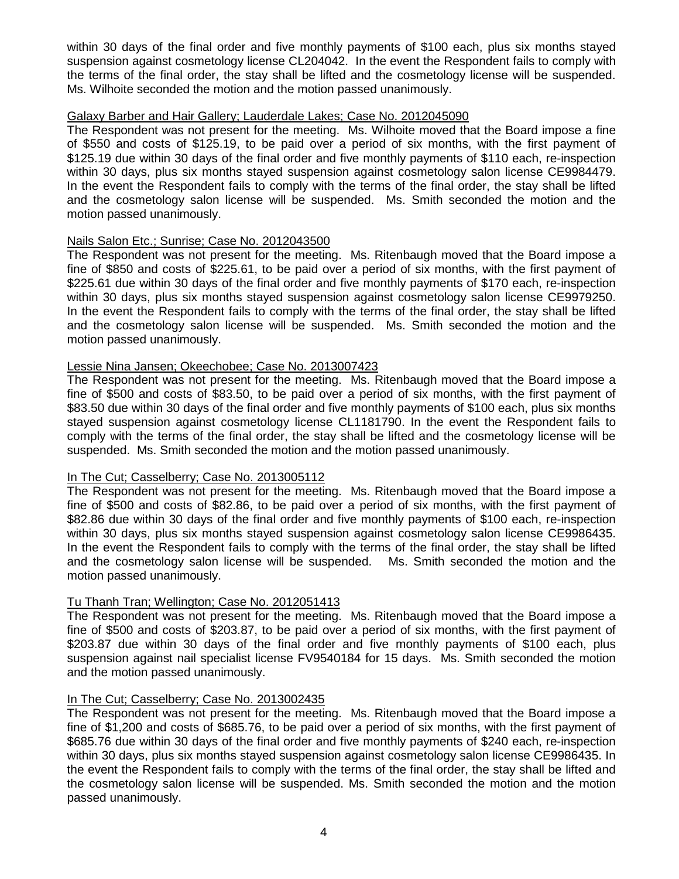within 30 days of the final order and five monthly payments of $100 each, plus six months stayed suspension against cosmetology license CL204042. In the event the Respondent fails to comply with the terms of the final order, the stay shall be lifted and the cosmetology license will be suspended. Ms. Wilhoite seconded the motion and the motion passed unanimously.

Galaxy Barber and Hair Gallery; Lauderdale Lakes; Case No. 2012045090

The Respondent was not present for the meeting. Ms. Wilhoite moved that the Board impose a fine of $550 and costs of $125.19, to be paid over a period of six months, with the first payment of $125.19 due within 30 days of the final order and five monthly payments of $110 each, re-inspection within 30 days, plus six months stayed suspension against cosmetology salon license CE9984479. In the event the Respondent fails to comply with the terms of the final order, the stay shall be lifted and the cosmetology salon license will be suspended. Ms. Smith seconded the motion and the motion passed unanimously.

Nails Salon Etc.; Sunrise; Case No. 2012043500

The Respondent was not present for the meeting. Ms. Ritenbaugh moved that the Board impose a fine of $850 and costs of $225.61, to be paid over a period of six months, with the first payment of $225.61 due within 30 days of the final order and five monthly payments of $170 each, re-inspection within 30 days, plus six months stayed suspension against cosmetology salon license CE9979250. In the event the Respondent fails to comply with the terms of the final order, the stay shall be lifted and the cosmetology salon license will be suspended. Ms. Smith seconded the motion and the motion passed unanimously.

Lessie Nina Jansen; Okeechobee; Case No. 2013007423

The Respondent was not present for the meeting. Ms. Ritenbaugh moved that the Board impose a fine of $500 and costs of $83.50, to be paid over a period of six months, with the first payment of $83.50 due within 30 days of the final order and five monthly payments of $100 each, plus six months stayed suspension against cosmetology license CL1181790. In the event the Respondent fails to comply with the terms of the final order, the stay shall be lifted and the cosmetology license will be suspended. Ms. Smith seconded the motion and the motion passed unanimously.

In The Cut; Casselberry; Case No. 2013005112

The Respondent was not present for the meeting. Ms. Ritenbaugh moved that the Board impose a fine of $500 and costs of $82.86, to be paid over a period of six months, with the first payment of $82.86 due within 30 days of the final order and five monthly payments of $100 each, re-inspection within 30 days, plus six months stayed suspension against cosmetology salon license CE9986435. In the event the Respondent fails to comply with the terms of the final order, the stay shall be lifted and the cosmetology salon license will be suspended. Ms. Smith seconded the motion and the motion passed unanimously.

Tu Thanh Tran; Wellington; Case No. 2012051413

The Respondent was not present for the meeting. Ms. Ritenbaugh moved that the Board impose a fine of $500 and costs of $203.87, to be paid over a period of six months, with the first payment of $203.87 due within 30 days of the final order and five monthly payments of $100 each, plus suspension against nail specialist license FV9540184 for 15 days. Ms. Smith seconded the motion and the motion passed unanimously.

In The Cut; Casselberry; Case No. 2013002435

The Respondent was not present for the meeting. Ms. Ritenbaugh moved that the Board impose a fine of $1,200 and costs of $685.76, to be paid over a period of six months, with the first payment of $685.76 due within 30 days of the final order and five monthly payments of $240 each, re-inspection within 30 days, plus six months stayed suspension against cosmetology salon license CE9986435. In the event the Respondent fails to comply with the terms of the final order, the stay shall be lifted and the cosmetology salon license will be suspended. Ms. Smith seconded the motion and the motion passed unanimously.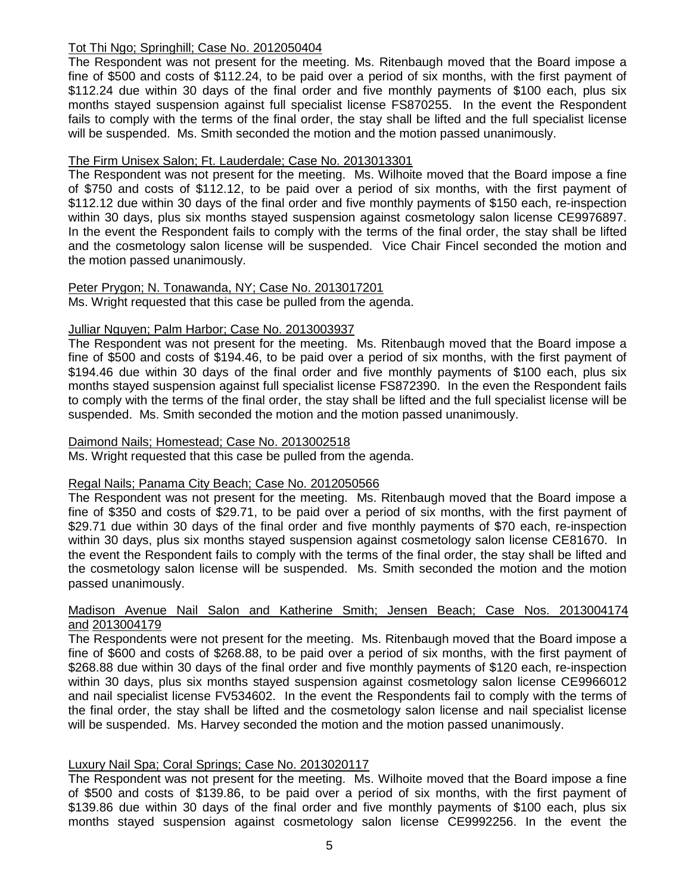Tot Thi Ngo; Springhill; Case No. 2012050404

The Respondent was not present for the meeting. Ms. Ritenbaugh moved that the Board impose a fine of $500 and costs of $112.24, to be paid over a period of six months, with the first payment of $112.24 due within 30 days of the final order and five monthly payments of $100 each, plus six months stayed suspension against full specialist license FS870255. In the event the Respondent fails to comply with the terms of the final order, the stay shall be lifted and the full specialist license will be suspended. Ms. Smith seconded the motion and the motion passed unanimously.

The Firm Unisex Salon; Ft. Lauderdale; Case No. 2013013301

The Respondent was not present for the meeting. Ms. Wilhoite moved that the Board impose a fine of $750 and costs of $112.12, to be paid over a period of six months, with the first payment of $112.12 due within 30 days of the final order and five monthly payments of $150 each, re-inspection within 30 days, plus six months stayed suspension against cosmetology salon license CE9976897. In the event the Respondent fails to comply with the terms of the final order, the stay shall be lifted and the cosmetology salon license will be suspended. Vice Chair Fincel seconded the motion and the motion passed unanimously.

Peter Prygon; N. Tonawanda, NY; Case No. 2013017201

Ms. Wright requested that this case be pulled from the agenda.

Julliar Nguyen; Palm Harbor; Case No. 2013003937

The Respondent was not present for the meeting. Ms. Ritenbaugh moved that the Board impose a fine of $500 and costs of $194.46, to be paid over a period of six months, with the first payment of $194.46 due within 30 days of the final order and five monthly payments of $100 each, plus six months stayed suspension against full specialist license FS872390. In the even the Respondent fails to comply with the terms of the final order, the stay shall be lifted and the full specialist license will be suspended. Ms. Smith seconded the motion and the motion passed unanimously.

Daimond Nails; Homestead; Case No. 2013002518

Ms. Wright requested that this case be pulled from the agenda.

Regal Nails; Panama City Beach; Case No. 2012050566

The Respondent was not present for the meeting. Ms. Ritenbaugh moved that the Board impose a fine of $350 and costs of $29.71, to be paid over a period of six months, with the first payment of $29.71 due within 30 days of the final order and five monthly payments of $70 each, re-inspection within 30 days, plus six months stayed suspension against cosmetology salon license CE81670. In the event the Respondent fails to comply with the terms of the final order, the stay shall be lifted and the cosmetology salon license will be suspended. Ms. Smith seconded the motion and the motion passed unanimously.

Madison Avenue Nail Salon and Katherine Smith; Jensen Beach; Case Nos. 2013004174 and 2013004179

The Respondents were not present for the meeting. Ms. Ritenbaugh moved that the Board impose a fine of $600 and costs of $268.88, to be paid over a period of six months, with the first payment of $268.88 due within 30 days of the final order and five monthly payments of $120 each, re-inspection within 30 days, plus six months stayed suspension against cosmetology salon license CE9966012 and nail specialist license FV534602. In the event the Respondents fail to comply with the terms of the final order, the stay shall be lifted and the cosmetology salon license and nail specialist license will be suspended. Ms. Harvey seconded the motion and the motion passed unanimously.

Luxury Nail Spa; Coral Springs; Case No. 2013020117

The Respondent was not present for the meeting. Ms. Wilhoite moved that the Board impose a fine of $500 and costs of $139.86, to be paid over a period of six months, with the first payment of $139.86 due within 30 days of the final order and five monthly payments of $100 each, plus six months stayed suspension against cosmetology salon license CE9992256. In the event the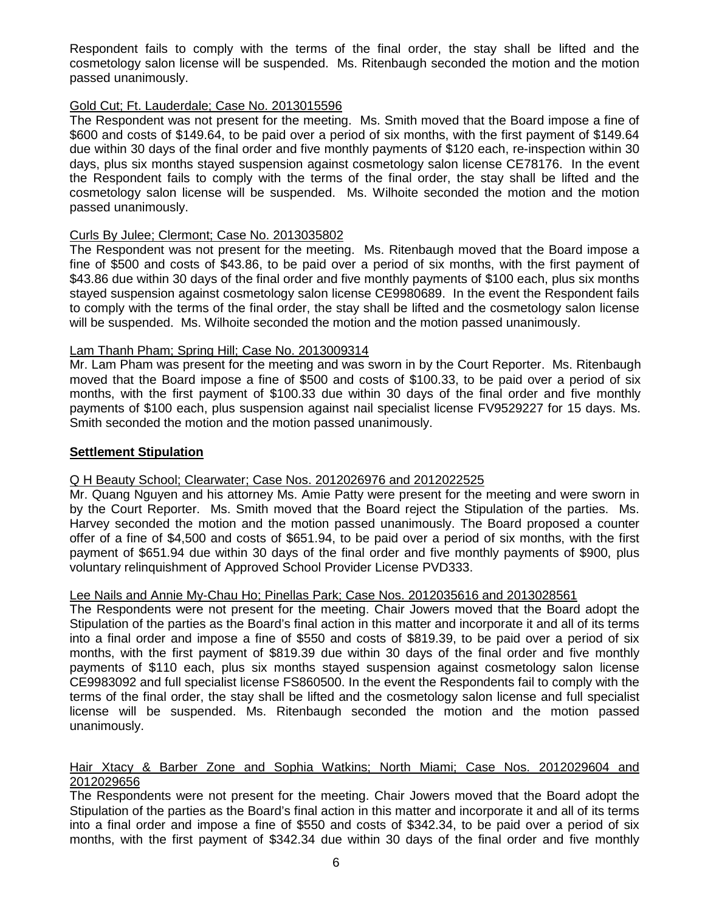Respondent fails to comply with the terms of the final order, the stay shall be lifted and the cosmetology salon license will be suspended. Ms. Ritenbaugh seconded the motion and the motion passed unanimously.

Gold Cut; Ft. Lauderdale; Case No. 2013015596

The Respondent was not present for the meeting. Ms. Smith moved that the Board impose a fine of $600 and costs of $149.64, to be paid over a period of six months, with the first payment of $149.64 due within 30 days of the final order and five monthly payments of $120 each, re-inspection within 30 days, plus six months stayed suspension against cosmetology salon license CE78176. In the event the Respondent fails to comply with the terms of the final order, the stay shall be lifted and the cosmetology salon license will be suspended. Ms. Wilhoite seconded the motion and the motion passed unanimously.

Curls By Julee; Clermont; Case No. 2013035802

The Respondent was not present for the meeting. Ms. Ritenbaugh moved that the Board impose a fine of $500 and costs of $43.86, to be paid over a period of six months, with the first payment of $43.86 due within 30 days of the final order and five monthly payments of $100 each, plus six months stayed suspension against cosmetology salon license CE9980689. In the event the Respondent fails to comply with the terms of the final order, the stay shall be lifted and the cosmetology salon license will be suspended. Ms. Wilhoite seconded the motion and the motion passed unanimously.

Lam Thanh Pham; Spring Hill; Case No. 2013009314

Mr. Lam Pham was present for the meeting and was sworn in by the Court Reporter. Ms. Ritenbaugh moved that the Board impose a fine of $500 and costs of $100.33, to be paid over a period of six months, with the first payment of $100.33 due within 30 days of the final order and five monthly payments of $100 each, plus suspension against nail specialist license FV9529227 for 15 days. Ms. Smith seconded the motion and the motion passed unanimously.

**Settlement Stipulation**

Q H Beauty School; Clearwater; Case Nos. 2012026976 and 2012022525

Mr. Quang Nguyen and his attorney Ms. Amie Patty were present for the meeting and were sworn in by the Court Reporter. Ms. Smith moved that the Board reject the Stipulation of the parties. Ms. Harvey seconded the motion and the motion passed unanimously. The Board proposed a counter offer of a fine of $4,500 and costs of $651.94, to be paid over a period of six months, with the first payment of $651.94 due within 30 days of the final order and five monthly payments of $900, plus voluntary relinquishment of Approved School Provider License PVD333.

Lee Nails and Annie My-Chau Ho; Pinellas Park; Case Nos. 2012035616 and 2013028561

The Respondents were not present for the meeting. Chair Jowers moved that the Board adopt the Stipulation of the parties as the Board's final action in this matter and incorporate it and all of its terms into a final order and impose a fine of $550 and costs of $819.39, to be paid over a period of six months, with the first payment of $819.39 due within 30 days of the final order and five monthly payments of $110 each, plus six months stayed suspension against cosmetology salon license CE9983092 and full specialist license FS860500. In the event the Respondents fail to comply with the terms of the final order, the stay shall be lifted and the cosmetology salon license and full specialist license will be suspended. Ms. Ritenbaugh seconded the motion and the motion passed unanimously.

Hair Xtacy & Barber Zone and Sophia Watkins; North Miami; Case Nos. 2012029604 and 2012029656

The Respondents were not present for the meeting. Chair Jowers moved that the Board adopt the Stipulation of the parties as the Board's final action in this matter and incorporate it and all of its terms into a final order and impose a fine of $550 and costs of $342.34, to be paid over a period of six months, with the first payment of $342.34 due within 30 days of the final order and five monthly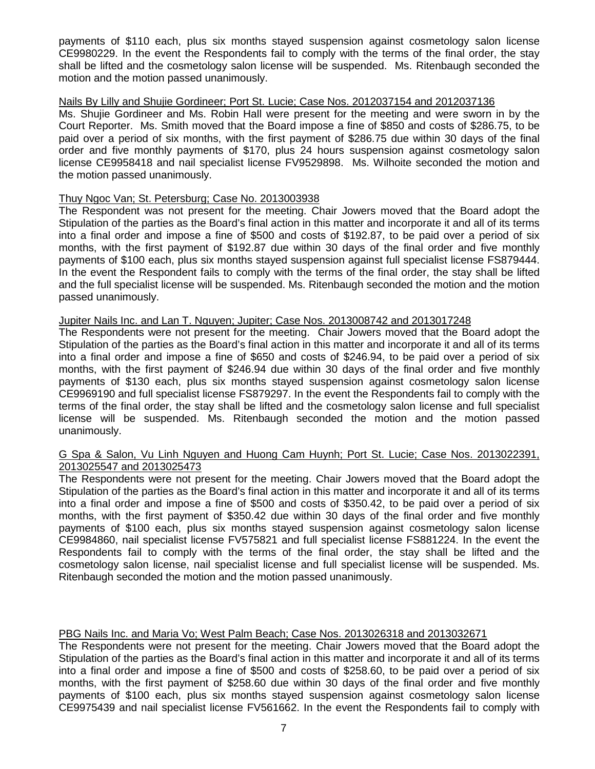payments of $110 each, plus six months stayed suspension against cosmetology salon license CE9980229. In the event the Respondents fail to comply with the terms of the final order, the stay shall be lifted and the cosmetology salon license will be suspended. Ms. Ritenbaugh seconded the motion and the motion passed unanimously.

Nails By Lilly and Shujie Gordineer; Port St. Lucie; Case Nos. 2012037154 and 2012037136

Ms. Shujie Gordineer and Ms. Robin Hall were present for the meeting and were sworn in by the Court Reporter. Ms. Smith moved that the Board impose a fine of $850 and costs of $286.75, to be paid over a period of six months, with the first payment of $286.75 due within 30 days of the final order and five monthly payments of $170, plus 24 hours suspension against cosmetology salon license CE9958418 and nail specialist license FV9529898. Ms. Wilhoite seconded the motion and the motion passed unanimously.

Thuy Ngoc Van; St. Petersburg; Case No. 2013003938

The Respondent was not present for the meeting. Chair Jowers moved that the Board adopt the Stipulation of the parties as the Board's final action in this matter and incorporate it and all of its terms into a final order and impose a fine of $500 and costs of $192.87, to be paid over a period of six months, with the first payment of $192.87 due within 30 days of the final order and five monthly payments of $100 each, plus six months stayed suspension against full specialist license FS879444. In the event the Respondent fails to comply with the terms of the final order, the stay shall be lifted and the full specialist license will be suspended. Ms. Ritenbaugh seconded the motion and the motion passed unanimously.

Jupiter Nails Inc. and Lan T. Nguyen; Jupiter; Case Nos. 2013008742 and 2013017248

The Respondents were not present for the meeting. Chair Jowers moved that the Board adopt the Stipulation of the parties as the Board's final action in this matter and incorporate it and all of its terms into a final order and impose a fine of $650 and costs of $246.94, to be paid over a period of six months, with the first payment of $246.94 due within 30 days of the final order and five monthly payments of $130 each, plus six months stayed suspension against cosmetology salon license CE9969190 and full specialist license FS879297. In the event the Respondents fail to comply with the terms of the final order, the stay shall be lifted and the cosmetology salon license and full specialist license will be suspended. Ms. Ritenbaugh seconded the motion and the motion passed unanimously.

G Spa & Salon, Vu Linh Nguyen and Huong Cam Huynh; Port St. Lucie; Case Nos. 2013022391, 2013025547 and 2013025473

The Respondents were not present for the meeting. Chair Jowers moved that the Board adopt the Stipulation of the parties as the Board's final action in this matter and incorporate it and all of its terms into a final order and impose a fine of $500 and costs of $350.42, to be paid over a period of six months, with the first payment of $350.42 due within 30 days of the final order and five monthly payments of $100 each, plus six months stayed suspension against cosmetology salon license CE9984860, nail specialist license FV575821 and full specialist license FS881224. In the event the Respondents fail to comply with the terms of the final order, the stay shall be lifted and the cosmetology salon license, nail specialist license and full specialist license will be suspended. Ms. Ritenbaugh seconded the motion and the motion passed unanimously.

PBG Nails Inc. and Maria Vo; West Palm Beach; Case Nos. 2013026318 and 2013032671

The Respondents were not present for the meeting. Chair Jowers moved that the Board adopt the Stipulation of the parties as the Board's final action in this matter and incorporate it and all of its terms into a final order and impose a fine of $500 and costs of $258.60, to be paid over a period of six months, with the first payment of $258.60 due within 30 days of the final order and five monthly payments of $100 each, plus six months stayed suspension against cosmetology salon license CE9975439 and nail specialist license FV561662. In the event the Respondents fail to comply with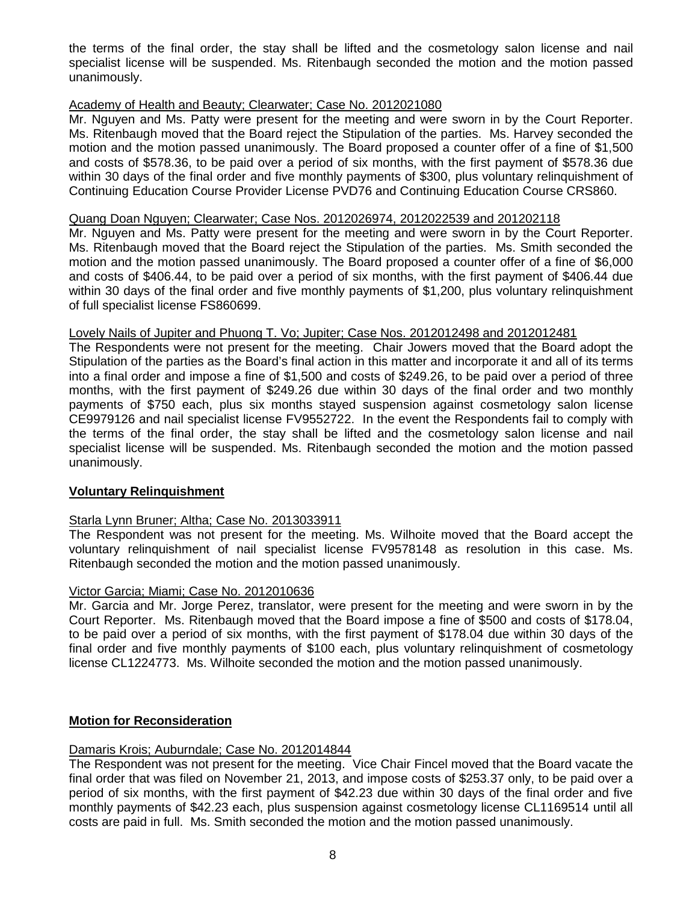the terms of the final order, the stay shall be lifted and the cosmetology salon license and nail specialist license will be suspended. Ms. Ritenbaugh seconded the motion and the motion passed unanimously.

Academy of Health and Beauty; Clearwater; Case No. 2012021080

Mr. Nguyen and Ms. Patty were present for the meeting and were sworn in by the Court Reporter. Ms. Ritenbaugh moved that the Board reject the Stipulation of the parties. Ms. Harvey seconded the motion and the motion passed unanimously. The Board proposed a counter offer of a fine of $1,500 and costs of $578.36, to be paid over a period of six months, with the first payment of $578.36 due within 30 days of the final order and five monthly payments of $300, plus voluntary relinquishment of Continuing Education Course Provider License PVD76 and Continuing Education Course CRS860.

Quang Doan Nguyen; Clearwater; Case Nos. 2012026974, 2012022539 and 201202118

Mr. Nguyen and Ms. Patty were present for the meeting and were sworn in by the Court Reporter. Ms. Ritenbaugh moved that the Board reject the Stipulation of the parties. Ms. Smith seconded the motion and the motion passed unanimously. The Board proposed a counter offer of a fine of $6,000 and costs of $406.44, to be paid over a period of six months, with the first payment of $406.44 due within 30 days of the final order and five monthly payments of $1,200, plus voluntary relinquishment of full specialist license FS860699.

Lovely Nails of Jupiter and Phuong T. Vo; Jupiter; Case Nos. 2012012498 and 2012012481

The Respondents were not present for the meeting. Chair Jowers moved that the Board adopt the Stipulation of the parties as the Board's final action in this matter and incorporate it and all of its terms into a final order and impose a fine of $1,500 and costs of $249.26, to be paid over a period of three months, with the first payment of $249.26 due within 30 days of the final order and two monthly payments of $750 each, plus six months stayed suspension against cosmetology salon license CE9979126 and nail specialist license FV9552722. In the event the Respondents fail to comply with the terms of the final order, the stay shall be lifted and the cosmetology salon license and nail specialist license will be suspended. Ms. Ritenbaugh seconded the motion and the motion passed unanimously.

**Voluntary Relinquishment**

Starla Lynn Bruner; Altha; Case No. 2013033911

The Respondent was not present for the meeting. Ms. Wilhoite moved that the Board accept the voluntary relinquishment of nail specialist license FV9578148 as resolution in this case. Ms. Ritenbaugh seconded the motion and the motion passed unanimously.

Victor Garcia; Miami; Case No. 2012010636

Mr. Garcia and Mr. Jorge Perez, translator, were present for the meeting and were sworn in by the Court Reporter. Ms. Ritenbaugh moved that the Board impose a fine of $500 and costs of $178.04, to be paid over a period of six months, with the first payment of $178.04 due within 30 days of the final order and five monthly payments of $100 each, plus voluntary relinquishment of cosmetology license CL1224773. Ms. Wilhoite seconded the motion and the motion passed unanimously.

**Motion for Reconsideration**

Damaris Krois; Auburndale; Case No. 2012014844

The Respondent was not present for the meeting. Vice Chair Fincel moved that the Board vacate the final order that was filed on November 21, 2013, and impose costs of $253.37 only, to be paid over a period of six months, with the first payment of $42.23 due within 30 days of the final order and five monthly payments of $42.23 each, plus suspension against cosmetology license CL1169514 until all costs are paid in full. Ms. Smith seconded the motion and the motion passed unanimously.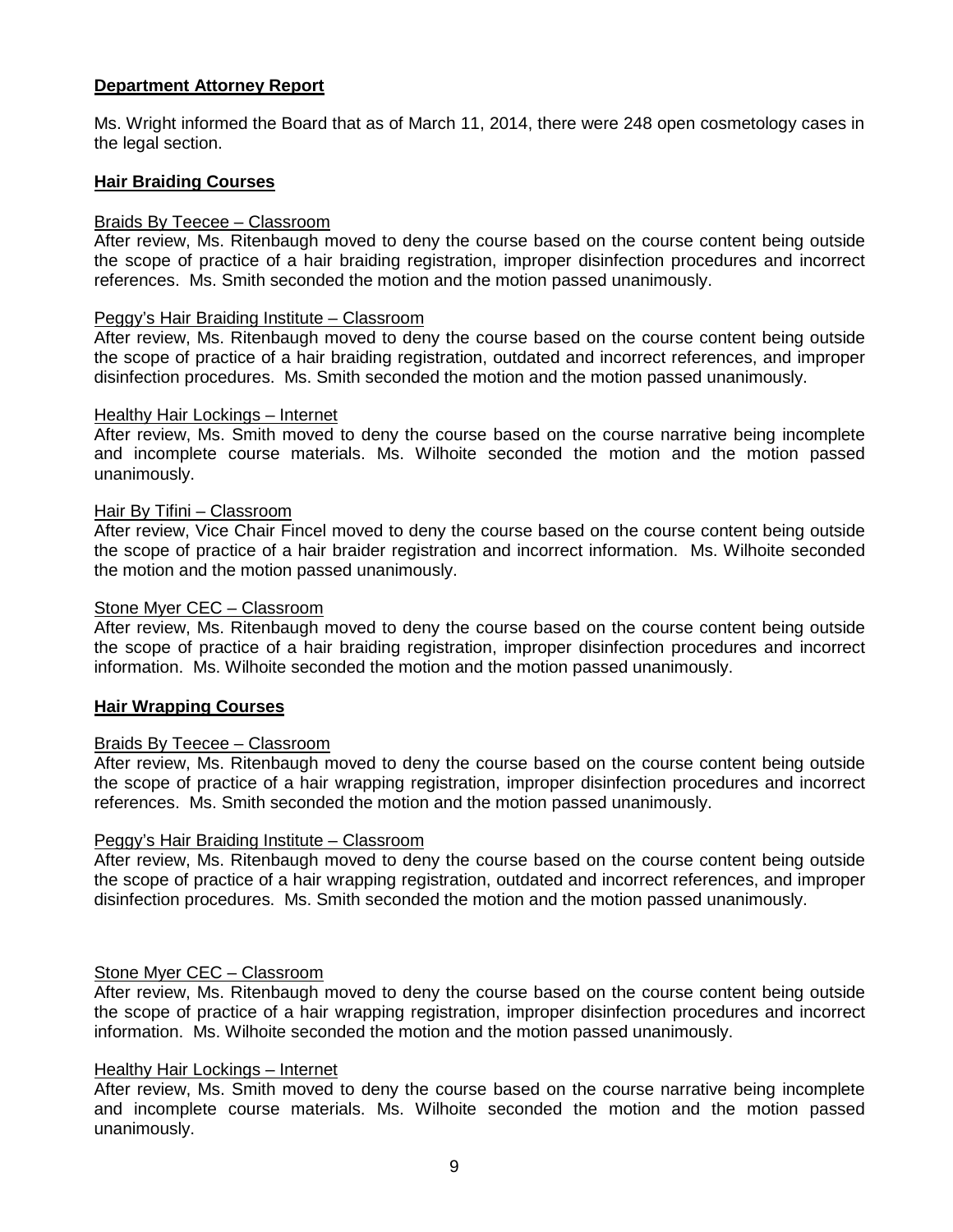**Department Attorney Report**

Ms. Wright informed the Board that as of March 11, 2014, there were 248 open cosmetology cases in the legal section.

**Hair Braiding Courses**

Braids By Teecee – Classroom
After review, Ms. Ritenbaugh moved to deny the course based on the course content being outside the scope of practice of a hair braiding registration, improper disinfection procedures and incorrect references. Ms. Smith seconded the motion and the motion passed unanimously.

Peggy's Hair Braiding Institute – Classroom
After review, Ms. Ritenbaugh moved to deny the course based on the course content being outside the scope of practice of a hair braiding registration, outdated and incorrect references, and improper disinfection procedures. Ms. Smith seconded the motion and the motion passed unanimously.

Healthy Hair Lockings – Internet
After review, Ms. Smith moved to deny the course based on the course narrative being incomplete and incomplete course materials. Ms. Wilhoite seconded the motion and the motion passed unanimously.

Hair By Tifini – Classroom
After review, Vice Chair Fincel moved to deny the course based on the course content being outside the scope of practice of a hair braider registration and incorrect information. Ms. Wilhoite seconded the motion and the motion passed unanimously.

Stone Myer CEC – Classroom
After review, Ms. Ritenbaugh moved to deny the course based on the course content being outside the scope of practice of a hair braiding registration, improper disinfection procedures and incorrect information. Ms. Wilhoite seconded the motion and the motion passed unanimously.

**Hair Wrapping Courses**

Braids By Teecee – Classroom
After review, Ms. Ritenbaugh moved to deny the course based on the course content being outside the scope of practice of a hair wrapping registration, improper disinfection procedures and incorrect references. Ms. Smith seconded the motion and the motion passed unanimously.

Peggy's Hair Braiding Institute – Classroom
After review, Ms. Ritenbaugh moved to deny the course based on the course content being outside the scope of practice of a hair wrapping registration, outdated and incorrect references, and improper disinfection procedures. Ms. Smith seconded the motion and the motion passed unanimously.

Stone Myer CEC – Classroom
After review, Ms. Ritenbaugh moved to deny the course based on the course content being outside the scope of practice of a hair wrapping registration, improper disinfection procedures and incorrect information. Ms. Wilhoite seconded the motion and the motion passed unanimously.

Healthy Hair Lockings – Internet
After review, Ms. Smith moved to deny the course based on the course narrative being incomplete and incomplete course materials. Ms. Wilhoite seconded the motion and the motion passed unanimously.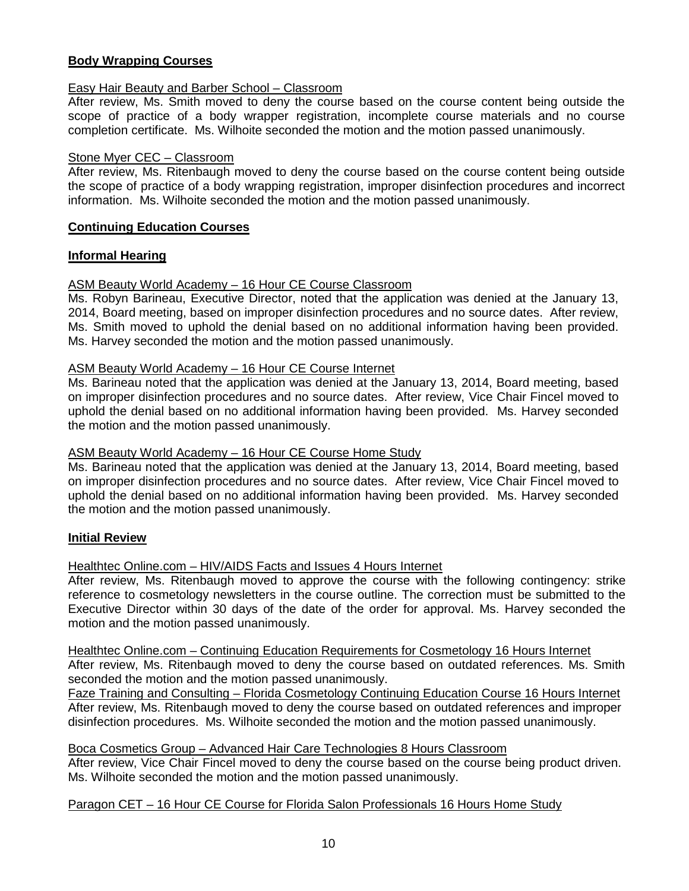**Body Wrapping Courses**

Easy Hair Beauty and Barber School – Classroom

After review, Ms. Smith moved to deny the course based on the course content being outside the scope of practice of a body wrapper registration, incomplete course materials and no course completion certificate. Ms. Wilhoite seconded the motion and the motion passed unanimously.

Stone Myer CEC – Classroom

After review, Ms. Ritenbaugh moved to deny the course based on the course content being outside the scope of practice of a body wrapping registration, improper disinfection procedures and incorrect information. Ms. Wilhoite seconded the motion and the motion passed unanimously.

**Continuing Education Courses**

**Informal Hearing**

ASM Beauty World Academy – 16 Hour CE Course Classroom

Ms. Robyn Barineau, Executive Director, noted that the application was denied at the January 13, 2014, Board meeting, based on improper disinfection procedures and no source dates. After review, Ms. Smith moved to uphold the denial based on no additional information having been provided. Ms. Harvey seconded the motion and the motion passed unanimously.

ASM Beauty World Academy – 16 Hour CE Course Internet

Ms. Barineau noted that the application was denied at the January 13, 2014, Board meeting, based on improper disinfection procedures and no source dates. After review, Vice Chair Fincel moved to uphold the denial based on no additional information having been provided. Ms. Harvey seconded the motion and the motion passed unanimously.

ASM Beauty World Academy – 16 Hour CE Course Home Study

Ms. Barineau noted that the application was denied at the January 13, 2014, Board meeting, based on improper disinfection procedures and no source dates. After review, Vice Chair Fincel moved to uphold the denial based on no additional information having been provided. Ms. Harvey seconded the motion and the motion passed unanimously.

**Initial Review**

Healthtec Online.com – HIV/AIDS Facts and Issues 4 Hours Internet

After review, Ms. Ritenbaugh moved to approve the course with the following contingency: strike reference to cosmetology newsletters in the course outline. The correction must be submitted to the Executive Director within 30 days of the date of the order for approval. Ms. Harvey seconded the motion and the motion passed unanimously.

Healthtec Online.com – Continuing Education Requirements for Cosmetology 16 Hours Internet

After review, Ms. Ritenbaugh moved to deny the course based on outdated references. Ms. Smith seconded the motion and the motion passed unanimously.

Faze Training and Consulting – Florida Cosmetology Continuing Education Course 16 Hours Internet

After review, Ms. Ritenbaugh moved to deny the course based on outdated references and improper disinfection procedures. Ms. Wilhoite seconded the motion and the motion passed unanimously.

Boca Cosmetics Group – Advanced Hair Care Technologies 8 Hours Classroom

After review, Vice Chair Fincel moved to deny the course based on the course being product driven. Ms. Wilhoite seconded the motion and the motion passed unanimously.

Paragon CET – 16 Hour CE Course for Florida Salon Professionals 16 Hours Home Study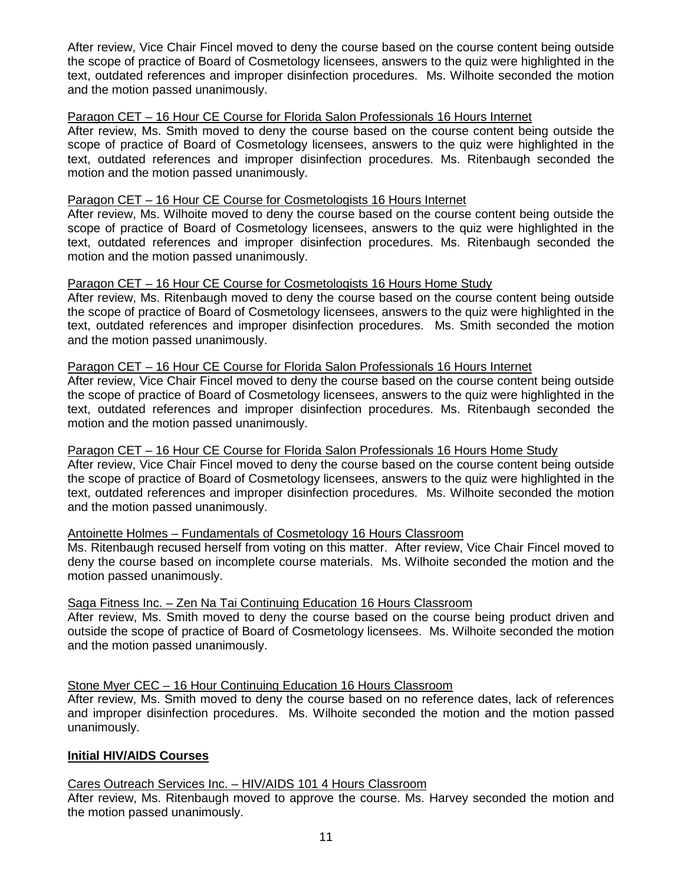After review, Vice Chair Fincel moved to deny the course based on the course content being outside the scope of practice of Board of Cosmetology licensees, answers to the quiz were highlighted in the text, outdated references and improper disinfection procedures. Ms. Wilhoite seconded the motion and the motion passed unanimously.

<u>Paragon CET – 16 Hour CE Course for Florida Salon Professionals 16 Hours Internet</u>
After review, Ms. Smith moved to deny the course based on the course content being outside the scope of practice of Board of Cosmetology licensees, answers to the quiz were highlighted in the text, outdated references and improper disinfection procedures. Ms. Ritenbaugh seconded the motion and the motion passed unanimously.

<u>Paragon CET – 16 Hour CE Course for Cosmetologists 16 Hours Internet</u>
After review, Ms. Wilhoite moved to deny the course based on the course content being outside the scope of practice of Board of Cosmetology licensees, answers to the quiz were highlighted in the text, outdated references and improper disinfection procedures. Ms. Ritenbaugh seconded the motion and the motion passed unanimously.

<u>Paragon CET – 16 Hour CE Course for Cosmetologists 16 Hours Home Study</u>
After review, Ms. Ritenbaugh moved to deny the course based on the course content being outside the scope of practice of Board of Cosmetology licensees, answers to the quiz were highlighted in the text, outdated references and improper disinfection procedures. Ms. Smith seconded the motion and the motion passed unanimously.

<u>Paragon CET – 16 Hour CE Course for Florida Salon Professionals 16 Hours Internet</u>
After review, Vice Chair Fincel moved to deny the course based on the course content being outside the scope of practice of Board of Cosmetology licensees, answers to the quiz were highlighted in the text, outdated references and improper disinfection procedures. Ms. Ritenbaugh seconded the motion and the motion passed unanimously.

<u>Paragon CET – 16 Hour CE Course for Florida Salon Professionals 16 Hours Home Study</u>
After review, Vice Chair Fincel moved to deny the course based on the course content being outside the scope of practice of Board of Cosmetology licensees, answers to the quiz were highlighted in the text, outdated references and improper disinfection procedures. Ms. Wilhoite seconded the motion and the motion passed unanimously.

<u>Antoinette Holmes – Fundamentals of Cosmetology 16 Hours Classroom</u>
Ms. Ritenbaugh recused herself from voting on this matter. After review, Vice Chair Fincel moved to deny the course based on incomplete course materials. Ms. Wilhoite seconded the motion and the motion passed unanimously.

<u>Saga Fitness Inc. – Zen Na Tai Continuing Education 16 Hours Classroom</u>
After review, Ms. Smith moved to deny the course based on the course being product driven and outside the scope of practice of Board of Cosmetology licensees. Ms. Wilhoite seconded the motion and the motion passed unanimously.

<u>Stone Myer CEC – 16 Hour Continuing Education 16 Hours Classroom</u>
After review, Ms. Smith moved to deny the course based on no reference dates, lack of references and improper disinfection procedures. Ms. Wilhoite seconded the motion and the motion passed unanimously.

**<u>Initial HIV/AIDS Courses</u>**

<u>Cares Outreach Services Inc. – HIV/AIDS 101 4 Hours Classroom</u>
After review, Ms. Ritenbaugh moved to approve the course. Ms. Harvey seconded the motion and the motion passed unanimously.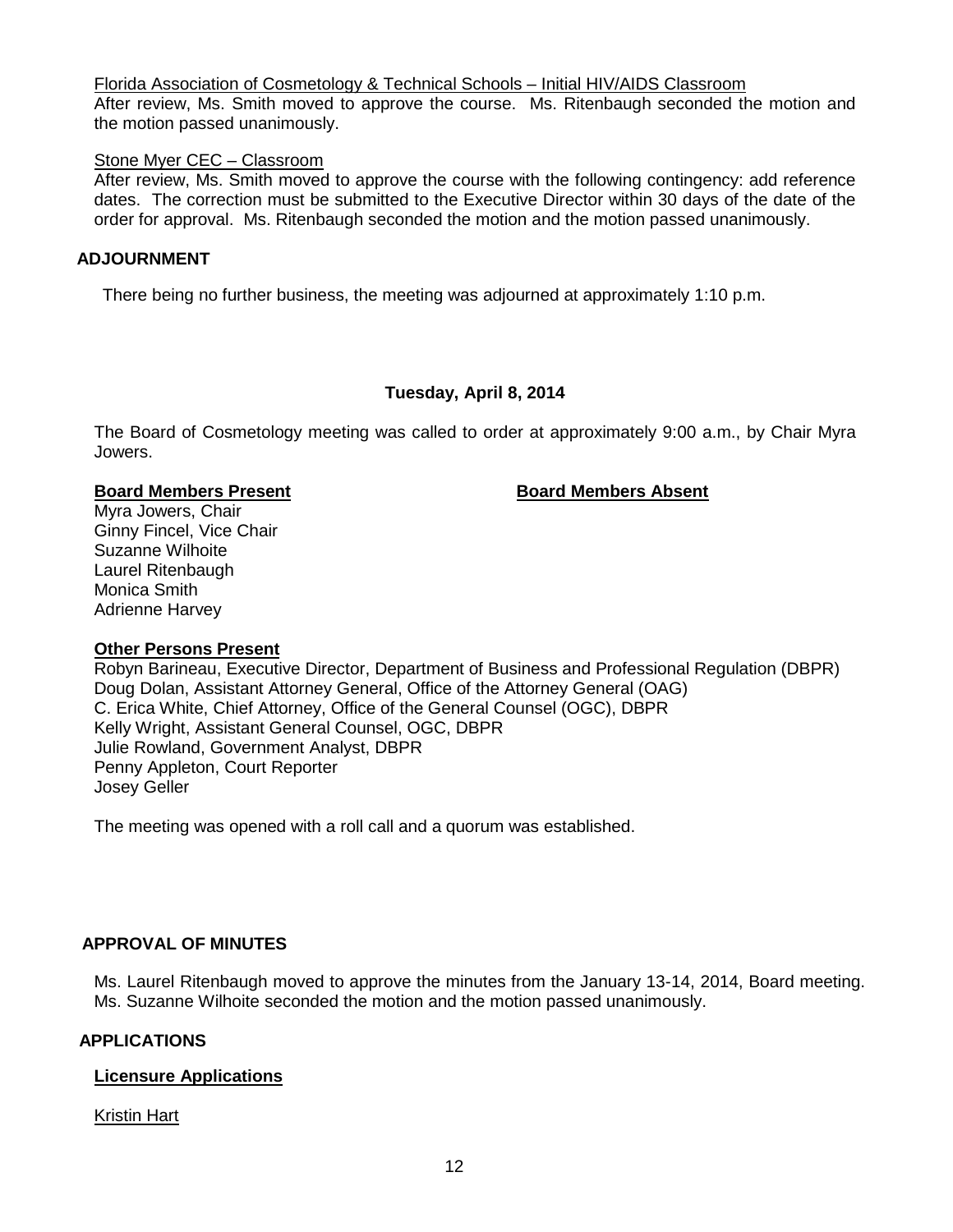Florida Association of Cosmetology & Technical Schools – Initial HIV/AIDS Classroom

After review, Ms. Smith moved to approve the course. Ms. Ritenbaugh seconded the motion and the motion passed unanimously.

Stone Myer CEC – Classroom

After review, Ms. Smith moved to approve the course with the following contingency: add reference dates. The correction must be submitted to the Executive Director within 30 days of the date of the order for approval. Ms. Ritenbaugh seconded the motion and the motion passed unanimously.

## ADJOURNMENT

There being no further business, the meeting was adjourned at approximately 1:10 p.m.

## Tuesday, April 8, 2014

The Board of Cosmetology meeting was called to order at approximately 9:00 a.m., by Chair Myra Jowers.

**Board Members Present**

Myra Jowers, Chair
Ginny Fincel, Vice Chair
Suzanne Wilhoite
Laurel Ritenbaugh
Monica Smith
Adrienne Harvey

**Board Members Absent**

**Other Persons Present**

Robyn Barineau, Executive Director, Department of Business and Professional Regulation (DBPR)
Doug Dolan, Assistant Attorney General, Office of the Attorney General (OAG)
C. Erica White, Chief Attorney, Office of the General Counsel (OGC), DBPR
Kelly Wright, Assistant General Counsel, OGC, DBPR
Julie Rowland, Government Analyst, DBPR
Penny Appleton, Court Reporter
Josey Geller

The meeting was opened with a roll call and a quorum was established.

## APPROVAL OF MINUTES

Ms. Laurel Ritenbaugh moved to approve the minutes from the January 13-14, 2014, Board meeting. Ms. Suzanne Wilhoite seconded the motion and the motion passed unanimously.

## APPLICATIONS

### Licensure Applications

Kristin Hart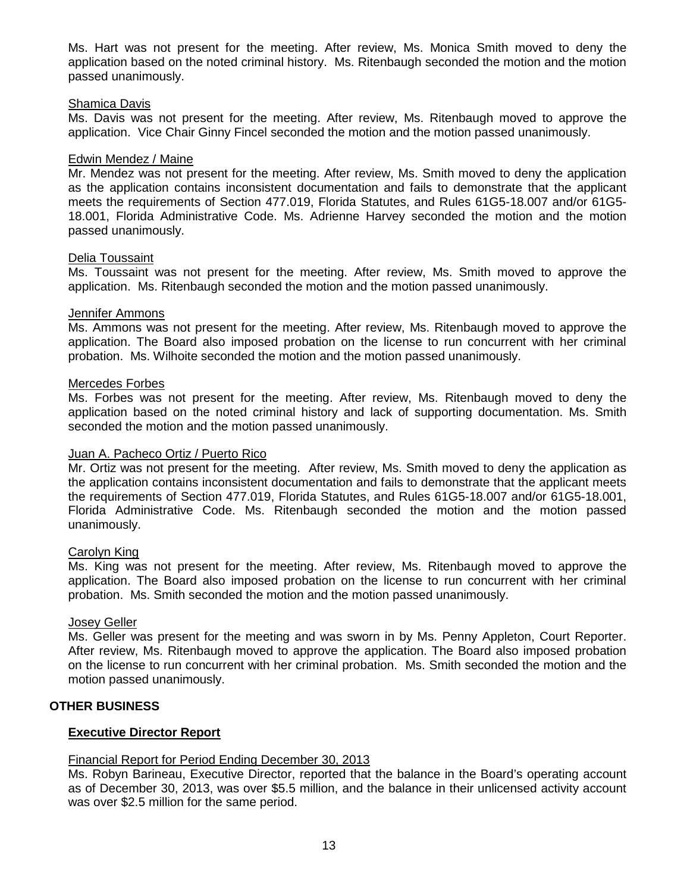Ms. Hart was not present for the meeting. After review, Ms. Monica Smith moved to deny the application based on the noted criminal history. Ms. Ritenbaugh seconded the motion and the motion passed unanimously.

Shamica Davis

Ms. Davis was not present for the meeting. After review, Ms. Ritenbaugh moved to approve the application. Vice Chair Ginny Fincel seconded the motion and the motion passed unanimously.

Edwin Mendez / Maine

Mr. Mendez was not present for the meeting. After review, Ms. Smith moved to deny the application as the application contains inconsistent documentation and fails to demonstrate that the applicant meets the requirements of Section 477.019, Florida Statutes, and Rules 61G5-18.007 and/or 61G5-18.001, Florida Administrative Code. Ms. Adrienne Harvey seconded the motion and the motion passed unanimously.

Delia Toussaint

Ms. Toussaint was not present for the meeting. After review, Ms. Smith moved to approve the application. Ms. Ritenbaugh seconded the motion and the motion passed unanimously.

Jennifer Ammons

Ms. Ammons was not present for the meeting. After review, Ms. Ritenbaugh moved to approve the application. The Board also imposed probation on the license to run concurrent with her criminal probation. Ms. Wilhoite seconded the motion and the motion passed unanimously.

Mercedes Forbes

Ms. Forbes was not present for the meeting. After review, Ms. Ritenbaugh moved to deny the application based on the noted criminal history and lack of supporting documentation. Ms. Smith seconded the motion and the motion passed unanimously.

Juan A. Pacheco Ortiz / Puerto Rico

Mr. Ortiz was not present for the meeting. After review, Ms. Smith moved to deny the application as the application contains inconsistent documentation and fails to demonstrate that the applicant meets the requirements of Section 477.019, Florida Statutes, and Rules 61G5-18.007 and/or 61G5-18.001, Florida Administrative Code. Ms. Ritenbaugh seconded the motion and the motion passed unanimously.

Carolyn King

Ms. King was not present for the meeting. After review, Ms. Ritenbaugh moved to approve the application. The Board also imposed probation on the license to run concurrent with her criminal probation. Ms. Smith seconded the motion and the motion passed unanimously.

Josey Geller

Ms. Geller was present for the meeting and was sworn in by Ms. Penny Appleton, Court Reporter. After review, Ms. Ritenbaugh moved to approve the application. The Board also imposed probation on the license to run concurrent with her criminal probation. Ms. Smith seconded the motion and the motion passed unanimously.

## OTHER BUSINESS

### Executive Director Report

Financial Report for Period Ending December 30, 2013

Ms. Robyn Barineau, Executive Director, reported that the balance in the Board's operating account as of December 30, 2013, was over $5.5 million, and the balance in their unlicensed activity account was over $2.5 million for the same period.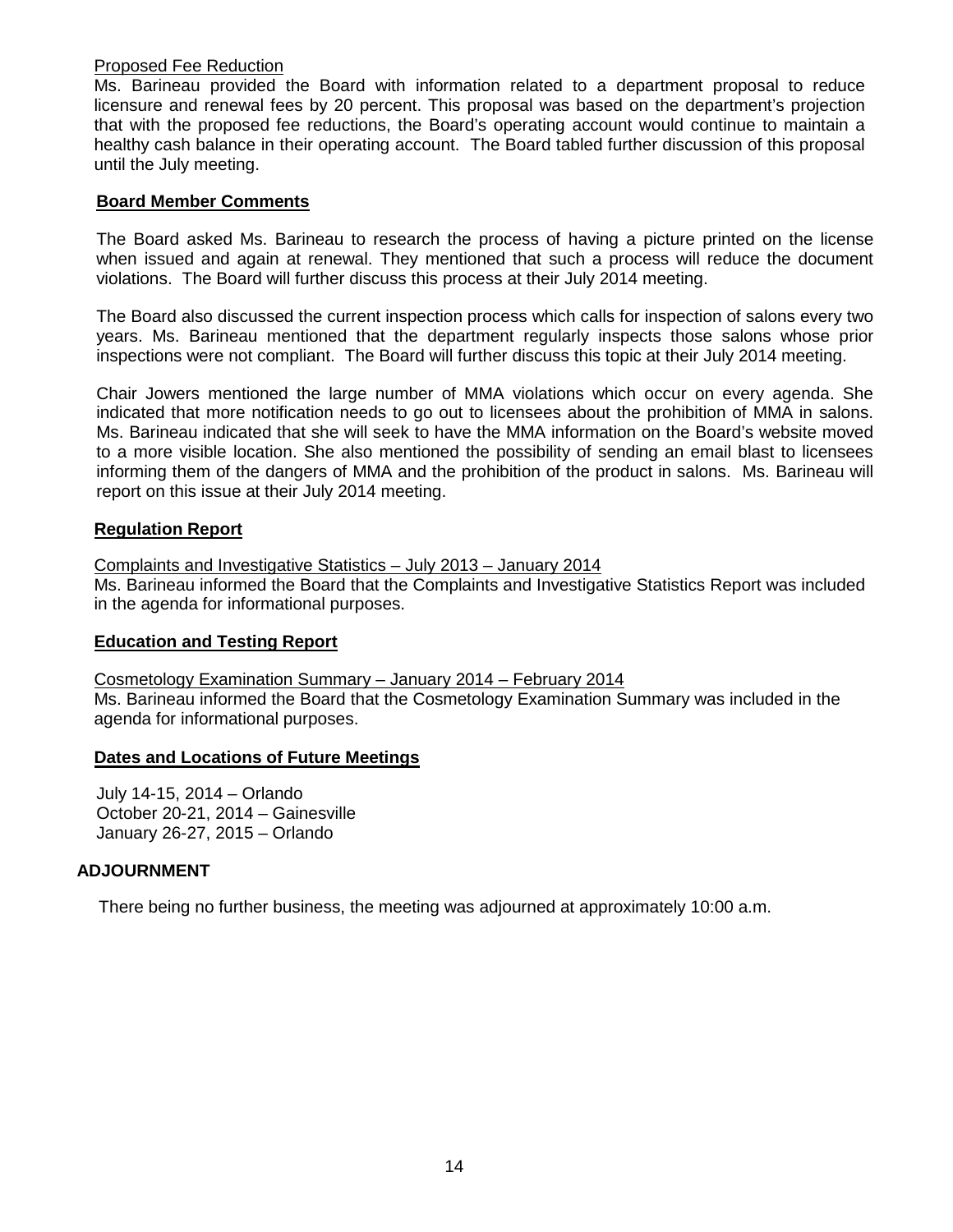Proposed Fee Reduction

Ms. Barineau provided the Board with information related to a department proposal to reduce licensure and renewal fees by 20 percent. This proposal was based on the department's projection that with the proposed fee reductions, the Board's operating account would continue to maintain a healthy cash balance in their operating account. The Board tabled further discussion of this proposal until the July meeting.

**Board Member Comments**

The Board asked Ms. Barineau to research the process of having a picture printed on the license when issued and again at renewal. They mentioned that such a process will reduce the document violations. The Board will further discuss this process at their July 2014 meeting.

The Board also discussed the current inspection process which calls for inspection of salons every two years. Ms. Barineau mentioned that the department regularly inspects those salons whose prior inspections were not compliant. The Board will further discuss this topic at their July 2014 meeting.

Chair Jowers mentioned the large number of MMA violations which occur on every agenda. She indicated that more notification needs to go out to licensees about the prohibition of MMA in salons. Ms. Barineau indicated that she will seek to have the MMA information on the Board's website moved to a more visible location. She also mentioned the possibility of sending an email blast to licensees informing them of the dangers of MMA and the prohibition of the product in salons. Ms. Barineau will report on this issue at their July 2014 meeting.

**Regulation Report**

Complaints and Investigative Statistics – July 2013 – January 2014

Ms. Barineau informed the Board that the Complaints and Investigative Statistics Report was included in the agenda for informational purposes.

**Education and Testing Report**

Cosmetology Examination Summary – January 2014 – February 2014

Ms. Barineau informed the Board that the Cosmetology Examination Summary was included in the agenda for informational purposes.

**Dates and Locations of Future Meetings**

July 14-15, 2014 – Orlando
October 20-21, 2014 – Gainesville
January 26-27, 2015 – Orlando

**ADJOURNMENT**

There being no further business, the meeting was adjourned at approximately 10:00 a.m.